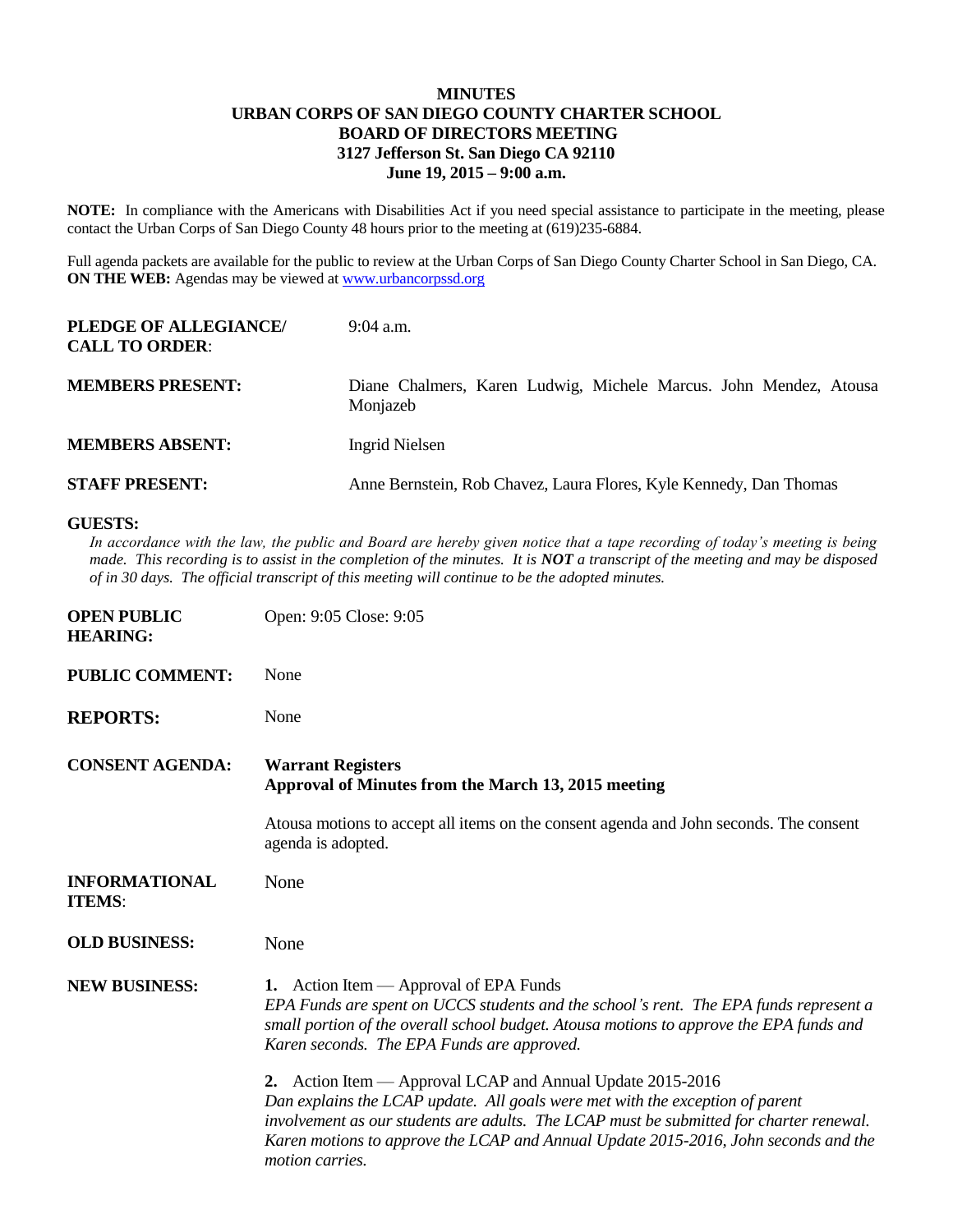**MINUTES**
**URBAN CORPS OF SAN DIEGO COUNTY CHARTER SCHOOL**
**BOARD OF DIRECTORS MEETING**
**3127 Jefferson St. San Diego CA 92110**
**June 19, 2015 – 9:00 a.m.**

**NOTE:** In compliance with the Americans with Disabilities Act if you need special assistance to participate in the meeting, please contact the Urban Corps of San Diego County 48 hours prior to the meeting at (619)235-6884.

Full agenda packets are available for the public to review at the Urban Corps of San Diego County Charter School in San Diego, CA. **ON THE WEB:** Agendas may be viewed at www.urbancorpssd.org

**PLEDGE OF ALLEGIANCE/ CALL TO ORDER**: 9:04 a.m.

**MEMBERS PRESENT:** Diane Chalmers, Karen Ludwig, Michele Marcus. John Mendez, Atousa Monjazeb

**MEMBERS ABSENT:** Ingrid Nielsen

**STAFF PRESENT:** Anne Bernstein, Rob Chavez, Laura Flores, Kyle Kennedy, Dan Thomas

**GUESTS:**

*In accordance with the law, the public and Board are hereby given notice that a tape recording of today's meeting is being made. This recording is to assist in the completion of the minutes. It is **NOT** a transcript of the meeting and may be disposed of in 30 days. The official transcript of this meeting will continue to be the adopted minutes.*

**OPEN PUBLIC HEARING:** Open: 9:05 Close: 9:05

**PUBLIC COMMENT:** None

**REPORTS:** None

**CONSENT AGENDA:** **Warrant Registers**
**Approval of Minutes from the March 13, 2015 meeting**

Atousa motions to accept all items on the consent agenda and John seconds. The consent agenda is adopted.

**INFORMATIONAL ITEMS**: None

**OLD BUSINESS:** None

**NEW BUSINESS:**

**1.** Action Item — Approval of EPA Funds
*EPA Funds are spent on UCCS students and the school's rent. The EPA funds represent a small portion of the overall school budget. Atousa motions to approve the EPA funds and Karen seconds. The EPA Funds are approved.*

**2.** Action Item — Approval LCAP and Annual Update 2015-2016
*Dan explains the LCAP update. All goals were met with the exception of parent involvement as our students are adults. The LCAP must be submitted for charter renewal. Karen motions to approve the LCAP and Annual Update 2015-2016, John seconds and the motion carries.*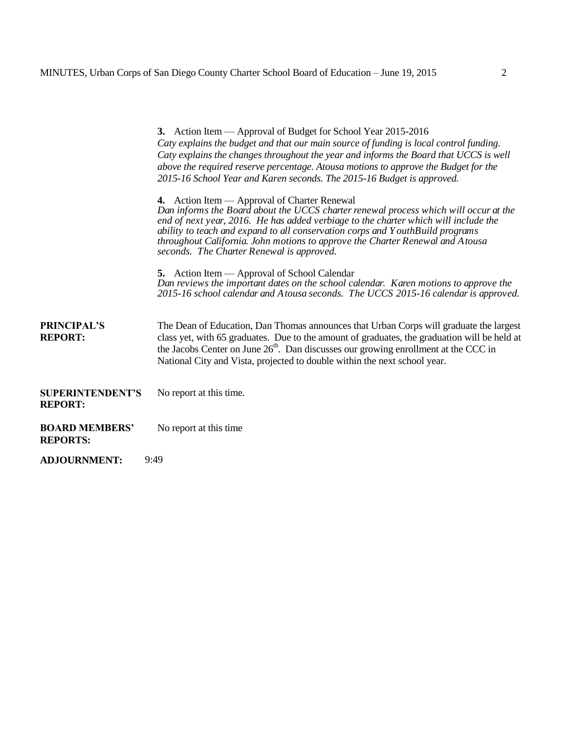**3.** Action Item — Approval of Budget for School Year 2015-2016
*Caty explains the budget and that our main source of funding is local control funding. Caty explains the changes throughout the year and informs the Board that UCCS is well above the required reserve percentage. Atousa motions to approve the Budget for the 2015-16 School Year and Karen seconds. The 2015-16 Budget is approved.*

**4.** Action Item — Approval of Charter Renewal
*Dan informs the Board about the UCCS charter renewal process which will occur at the end of next year, 2016. He has added verbiage to the charter which will include the ability to teach and expand to all conservation corps and YouthBuild programs throughout California. John motions to approve the Charter Renewal and Atousa seconds. The Charter Renewal is approved.*

**5.** Action Item — Approval of School Calendar
*Dan reviews the important dates on the school calendar. Karen motions to approve the 2015-16 school calendar and Atousa seconds. The UCCS 2015-16 calendar is approved.*

**PRINCIPAL'S REPORT:** The Dean of Education, Dan Thomas announces that Urban Corps will graduate the largest class yet, with 65 graduates. Due to the amount of graduates, the graduation will be held at the Jacobs Center on June 26th. Dan discusses our growing enrollment at the CCC in National City and Vista, projected to double within the next school year.

**SUPERINTENDENT'S REPORT:** No report at this time.

**BOARD MEMBERS' REPORTS:** No report at this time

**ADJOURNMENT:** 9:49